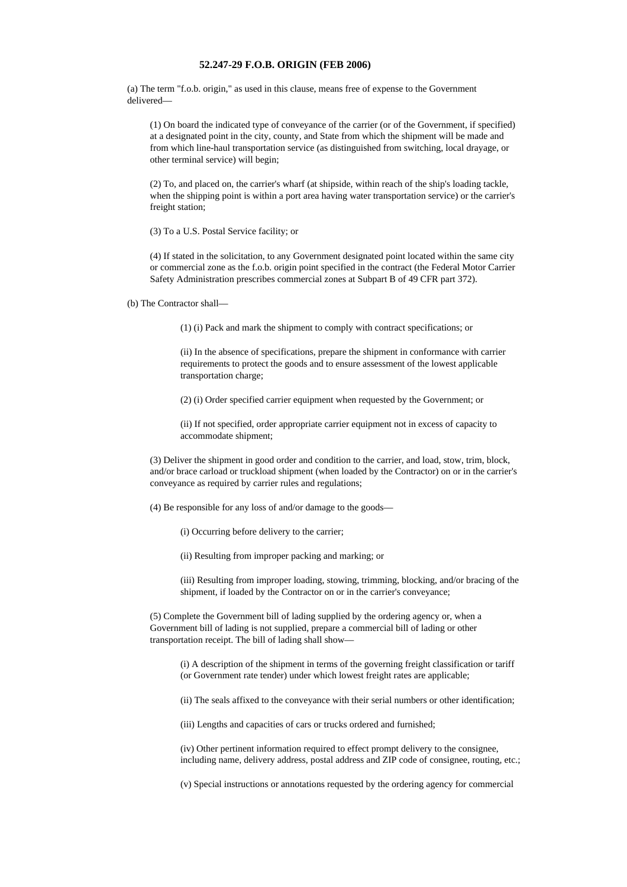# 52.247-29 F.O.B. ORIGIN (FEB 2006)

(a) The term "f.o.b. origin," as used in this clause, means free of expense to the Government delivered—

(1) On board the indicated type of conveyance of the carrier (or of the Government, if specified) at a designated point in the city, county, and State from which the shipment will be made and from which line-haul transportation service (as distinguished from switching, local drayage, or other terminal service) will begin;

(2) To, and placed on, the carrier's wharf (at shipside, within reach of the ship's loading tackle, when the shipping point is within a port area having water transportation service) or the carrier's freight station;

(3) To a U.S. Postal Service facility; or

(4) If stated in the solicitation, to any Government designated point located within the same city or commercial zone as the f.o.b. origin point specified in the contract (the Federal Motor Carrier Safety Administration prescribes commercial zones at Subpart B of 49 CFR part 372).

(b) The Contractor shall—

(1) (i) Pack and mark the shipment to comply with contract specifications; or

(ii) In the absence of specifications, prepare the shipment in conformance with carrier requirements to protect the goods and to ensure assessment of the lowest applicable transportation charge;

(2) (i) Order specified carrier equipment when requested by the Government; or

(ii) If not specified, order appropriate carrier equipment not in excess of capacity to accommodate shipment;

(3) Deliver the shipment in good order and condition to the carrier, and load, stow, trim, block, and/or brace carload or truckload shipment (when loaded by the Contractor) on or in the carrier's conveyance as required by carrier rules and regulations;

(4) Be responsible for any loss of and/or damage to the goods—

(i) Occurring before delivery to the carrier;

(ii) Resulting from improper packing and marking; or

(iii) Resulting from improper loading, stowing, trimming, blocking, and/or bracing of the shipment, if loaded by the Contractor on or in the carrier's conveyance;

(5) Complete the Government bill of lading supplied by the ordering agency or, when a Government bill of lading is not supplied, prepare a commercial bill of lading or other transportation receipt. The bill of lading shall show—

(i) A description of the shipment in terms of the governing freight classification or tariff (or Government rate tender) under which lowest freight rates are applicable;

(ii) The seals affixed to the conveyance with their serial numbers or other identification;

(iii) Lengths and capacities of cars or trucks ordered and furnished;

(iv) Other pertinent information required to effect prompt delivery to the consignee, including name, delivery address, postal address and ZIP code of consignee, routing, etc.;

(v) Special instructions or annotations requested by the ordering agency for commercial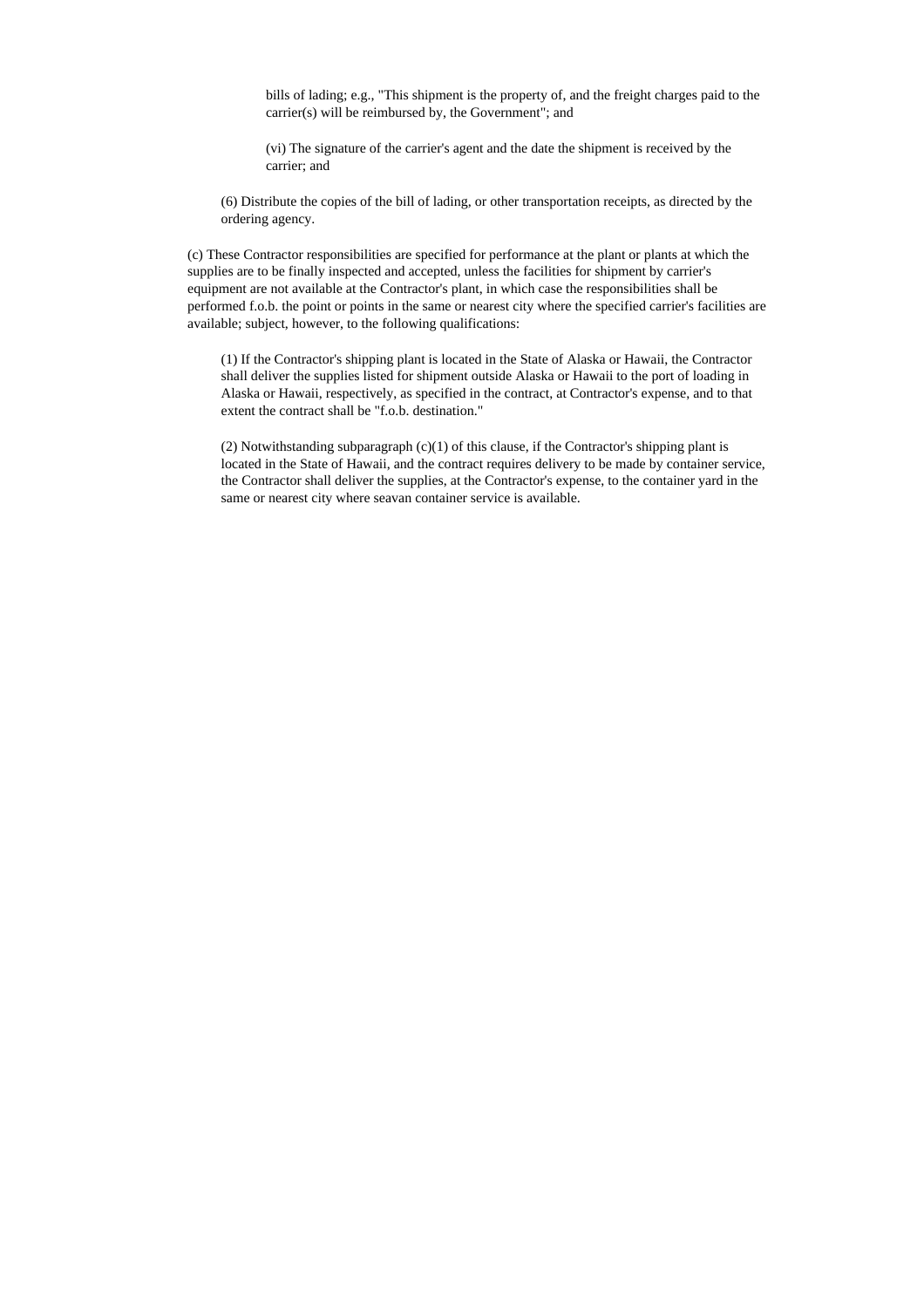bills of lading; e.g., "This shipment is the property of, and the freight charges paid to the carrier(s) will be reimbursed by, the Government"; and

(vi) The signature of the carrier's agent and the date the shipment is received by the carrier; and

(6) Distribute the copies of the bill of lading, or other transportation receipts, as directed by the ordering agency.

(c) These Contractor responsibilities are specified for performance at the plant or plants at which the supplies are to be finally inspected and accepted, unless the facilities for shipment by carrier's equipment are not available at the Contractor's plant, in which case the responsibilities shall be performed f.o.b. the point or points in the same or nearest city where the specified carrier's facilities are available; subject, however, to the following qualifications:

(1) If the Contractor's shipping plant is located in the State of Alaska or Hawaii, the Contractor shall deliver the supplies listed for shipment outside Alaska or Hawaii to the port of loading in Alaska or Hawaii, respectively, as specified in the contract, at Contractor's expense, and to that extent the contract shall be "f.o.b. destination."

(2) Notwithstanding subparagraph (c)(1) of this clause, if the Contractor's shipping plant is located in the State of Hawaii, and the contract requires delivery to be made by container service, the Contractor shall deliver the supplies, at the Contractor's expense, to the container yard in the same or nearest city where seavan container service is available.